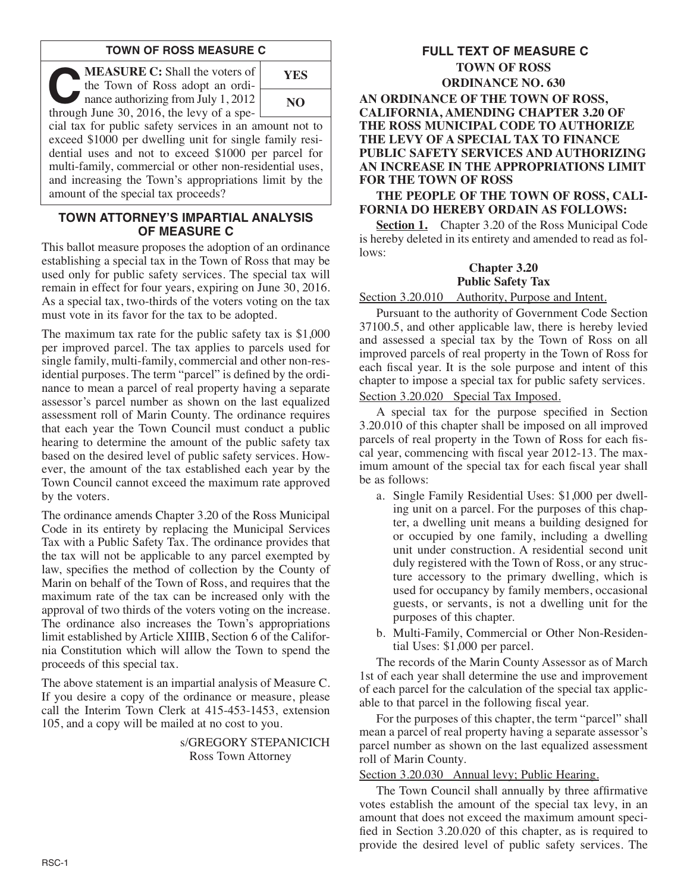## TOWN OF ROSS MEASURE C

**MEASURE C:** Shall the voters of the Town of Ross adopt an ordinance authorizing from July 1, 2012 through June 30, 2016, the levy of a special tax for public safety services in an amount not to exceed $1000 per dwelling unit for single family residential uses and not to exceed $1000 per parcel for multi-family, commercial or other non-residential uses, and increasing the Town's appropriations limit by the amount of the special tax proceeds?

| YES |
| --- |
| NO |

## TOWN ATTORNEY'S IMPARTIAL ANALYSIS OF MEASURE C

This ballot measure proposes the adoption of an ordinance establishing a special tax in the Town of Ross that may be used only for public safety services. The special tax will remain in effect for four years, expiring on June 30, 2016. As a special tax, two-thirds of the voters voting on the tax must vote in its favor for the tax to be adopted.

The maximum tax rate for the public safety tax is $1,000 per improved parcel. The tax applies to parcels used for single family, multi-family, commercial and other non-residential purposes. The term "parcel" is defined by the ordinance to mean a parcel of real property having a separate assessor's parcel number as shown on the last equalized assessment roll of Marin County. The ordinance requires that each year the Town Council must conduct a public hearing to determine the amount of the public safety tax based on the desired level of public safety services. However, the amount of the tax established each year by the Town Council cannot exceed the maximum rate approved by the voters.

The ordinance amends Chapter 3.20 of the Ross Municipal Code in its entirety by replacing the Municipal Services Tax with a Public Safety Tax. The ordinance provides that the tax will not be applicable to any parcel exempted by law, specifies the method of collection by the County of Marin on behalf of the Town of Ross, and requires that the maximum rate of the tax can be increased only with the approval of two thirds of the voters voting on the increase. The ordinance also increases the Town's appropriations limit established by Article XIIIB, Section 6 of the California Constitution which will allow the Town to spend the proceeds of this special tax.

The above statement is an impartial analysis of Measure C. If you desire a copy of the ordinance or measure, please call the Interim Town Clerk at 415-453-1453, extension 105, and a copy will be mailed at no cost to you.

s/GREGORY STEPANICICH
Ross Town Attorney

## FULL TEXT OF MEASURE C

### TOWN OF ROSS
### ORDINANCE NO. 630

**AN ORDINANCE OF THE TOWN OF ROSS, CALIFORNIA, AMENDING CHAPTER 3.20 OF THE ROSS MUNICIPAL CODE TO AUTHORIZE THE LEVY OF A SPECIAL TAX TO FINANCE PUBLIC SAFETY SERVICES AND AUTHORIZING AN INCREASE IN THE APPROPRIATIONS LIMIT FOR THE TOWN OF ROSS**

**THE PEOPLE OF THE TOWN OF ROSS, CALIFORNIA DO HEREBY ORDAIN AS FOLLOWS:**

**Section 1.** Chapter 3.20 of the Ross Municipal Code is hereby deleted in its entirety and amended to read as follows:

**Chapter 3.20**
**Public Safety Tax**

Section 3.20.010 Authority, Purpose and Intent.

Pursuant to the authority of Government Code Section 37100.5, and other applicable law, there is hereby levied and assessed a special tax by the Town of Ross on all improved parcels of real property in the Town of Ross for each fiscal year. It is the sole purpose and intent of this chapter to impose a special tax for public safety services.

Section 3.20.020 Special Tax Imposed.

A special tax for the purpose specified in Section 3.20.010 of this chapter shall be imposed on all improved parcels of real property in the Town of Ross for each fiscal year, commencing with fiscal year 2012-13. The maximum amount of the special tax for each fiscal year shall be as follows:

a. Single Family Residential Uses: $1,000 per dwelling unit on a parcel. For the purposes of this chapter, a dwelling unit means a building designed for or occupied by one family, including a dwelling unit under construction. A residential second unit duly registered with the Town of Ross, or any structure accessory to the primary dwelling, which is used for occupancy by family members, occasional guests, or servants, is not a dwelling unit for the purposes of this chapter.

b. Multi-Family, Commercial or Other Non-Residential Uses: $1,000 per parcel.

The records of the Marin County Assessor as of March 1st of each year shall determine the use and improvement of each parcel for the calculation of the special tax applicable to that parcel in the following fiscal year.

For the purposes of this chapter, the term "parcel" shall mean a parcel of real property having a separate assessor's parcel number as shown on the last equalized assessment roll of Marin County.

Section 3.20.030 Annual levy; Public Hearing.

The Town Council shall annually by three affirmative votes establish the amount of the special tax levy, in an amount that does not exceed the maximum amount specified in Section 3.20.020 of this chapter, as is required to provide the desired level of public safety services. The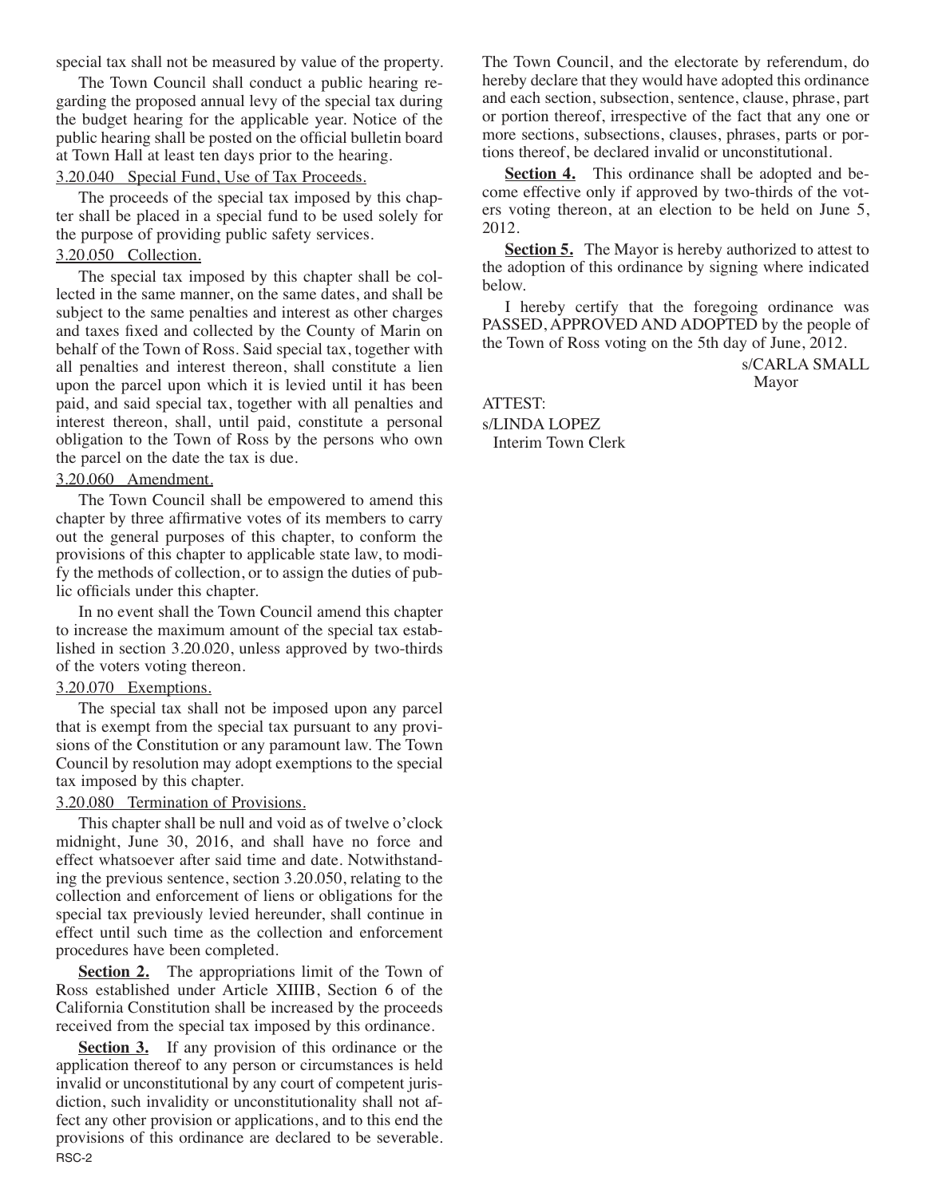special tax shall not be measured by value of the property.

The Town Council shall conduct a public hearing regarding the proposed annual levy of the special tax during the budget hearing for the applicable year. Notice of the public hearing shall be posted on the official bulletin board at Town Hall at least ten days prior to the hearing.

3.20.040 Special Fund, Use of Tax Proceeds.

The proceeds of the special tax imposed by this chapter shall be placed in a special fund to be used solely for the purpose of providing public safety services.

3.20.050 Collection.

The special tax imposed by this chapter shall be collected in the same manner, on the same dates, and shall be subject to the same penalties and interest as other charges and taxes fixed and collected by the County of Marin on behalf of the Town of Ross. Said special tax, together with all penalties and interest thereon, shall constitute a lien upon the parcel upon which it is levied until it has been paid, and said special tax, together with all penalties and interest thereon, shall, until paid, constitute a personal obligation to the Town of Ross by the persons who own the parcel on the date the tax is due.

3.20.060 Amendment.

The Town Council shall be empowered to amend this chapter by three affirmative votes of its members to carry out the general purposes of this chapter, to conform the provisions of this chapter to applicable state law, to modify the methods of collection, or to assign the duties of public officials under this chapter.

In no event shall the Town Council amend this chapter to increase the maximum amount of the special tax established in section 3.20.020, unless approved by two-thirds of the voters voting thereon.

3.20.070 Exemptions.

The special tax shall not be imposed upon any parcel that is exempt from the special tax pursuant to any provisions of the Constitution or any paramount law. The Town Council by resolution may adopt exemptions to the special tax imposed by this chapter.

3.20.080 Termination of Provisions.

This chapter shall be null and void as of twelve o'clock midnight, June 30, 2016, and shall have no force and effect whatsoever after said time and date. Notwithstanding the previous sentence, section 3.20.050, relating to the collection and enforcement of liens or obligations for the special tax previously levied hereunder, shall continue in effect until such time as the collection and enforcement procedures have been completed.

**Section 2.** The appropriations limit of the Town of Ross established under Article XIIIB, Section 6 of the California Constitution shall be increased by the proceeds received from the special tax imposed by this ordinance.

**Section 3.** If any provision of this ordinance or the application thereof to any person or circumstances is held invalid or unconstitutional by any court of competent jurisdiction, such invalidity or unconstitutionality shall not affect any other provision or applications, and to this end the provisions of this ordinance are declared to be severable. The Town Council, and the electorate by referendum, do hereby declare that they would have adopted this ordinance and each section, subsection, sentence, clause, phrase, part or portion thereof, irrespective of the fact that any one or more sections, subsections, clauses, phrases, parts or portions thereof, be declared invalid or unconstitutional.

**Section 4.** This ordinance shall be adopted and become effective only if approved by two-thirds of the voters voting thereon, at an election to be held on June 5, 2012.

**Section 5.** The Mayor is hereby authorized to attest to the adoption of this ordinance by signing where indicated below.

I hereby certify that the foregoing ordinance was PASSED, APPROVED AND ADOPTED by the people of the Town of Ross voting on the 5th day of June, 2012.

s/CARLA SMALL
Mayor

ATTEST:
s/LINDA LOPEZ
Interim Town Clerk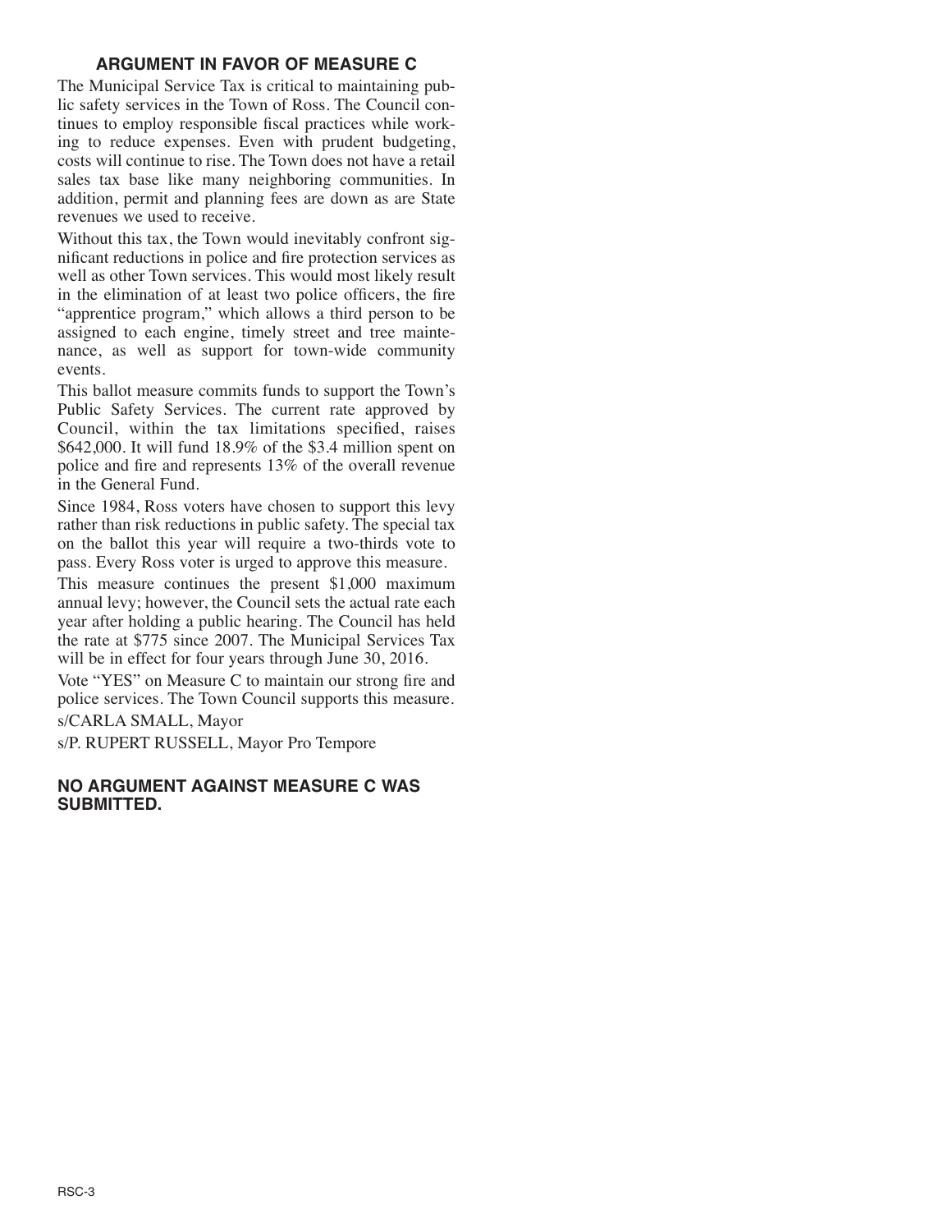## ARGUMENT IN FAVOR OF MEASURE C

The Municipal Service Tax is critical to maintaining public safety services in the Town of Ross. The Council continues to employ responsible fiscal practices while working to reduce expenses. Even with prudent budgeting, costs will continue to rise. The Town does not have a retail sales tax base like many neighboring communities. In addition, permit and planning fees are down as are State revenues we used to receive.

Without this tax, the Town would inevitably confront significant reductions in police and fire protection services as well as other Town services. This would most likely result in the elimination of at least two police officers, the fire "apprentice program," which allows a third person to be assigned to each engine, timely street and tree maintenance, as well as support for town-wide community events.

This ballot measure commits funds to support the Town's Public Safety Services. The current rate approved by Council, within the tax limitations specified, raises $642,000. It will fund 18.9% of the $3.4 million spent on police and fire and represents 13% of the overall revenue in the General Fund.

Since 1984, Ross voters have chosen to support this levy rather than risk reductions in public safety. The special tax on the ballot this year will require a two-thirds vote to pass. Every Ross voter is urged to approve this measure.

This measure continues the present $1,000 maximum annual levy; however, the Council sets the actual rate each year after holding a public hearing. The Council has held the rate at $775 since 2007. The Municipal Services Tax will be in effect for four years through June 30, 2016.

Vote "YES" on Measure C to maintain our strong fire and police services. The Town Council supports this measure.

s/CARLA SMALL, Mayor

s/P. RUPERT RUSSELL, Mayor Pro Tempore

## NO ARGUMENT AGAINST MEASURE C WAS SUBMITTED.